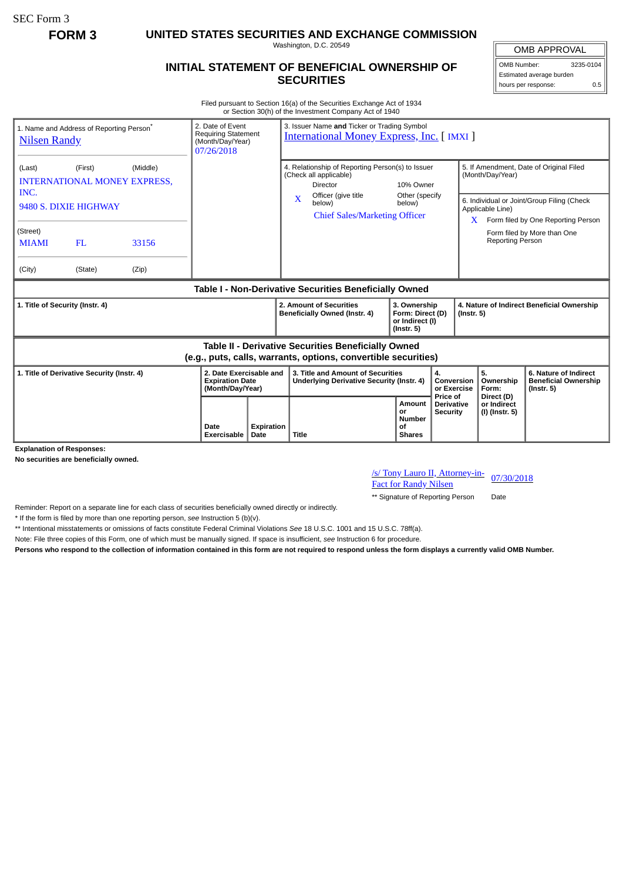SEC Form 3

**FORM 3**

# UNITED STATES SECURITIES AND EXCHANGE COMMISSION

Washington, D.C. 20549

## INITIAL STATEMENT OF BENEFICIAL OWNERSHIP OF SECURITIES

| OMB APPROVAL | |
|---|---|
| OMB Number: | 3235-0104 |
| Estimated average burden | |
| hours per response: | 0.5 |

Filed pursuant to Section 16(a) of the Securities Exchange Act of 1934 or Section 30(h) of the Investment Company Act of 1940

| 1. Name and Address of Reporting Person* | 2. Date of Event Requiring Statement (Month/Day/Year) | 3. Issuer Name and Ticker or Trading Symbol |
|---|---|---|
| Nilsen Randy | 07/26/2018 | International Money Express, Inc. [ IMXI ] |
| (Last) (First) (Middle) INTERNATIONAL MONEY EXPRESS, INC. 9480 S. DIXIE HIGHWAY | | 4. Relationship of Reporting Person(s) to Issuer (Check all applicable): Director; 10% Owner; X Officer (give title below); Other (specify below) — Chief Sales/Marketing Officer |
| (Street) MIAMI FL 33156 | | 5. If Amendment, Date of Original Filed (Month/Day/Year) |
| (City) (State) (Zip) | | 6. Individual or Joint/Group Filing (Check Applicable Line): X Form filed by One Reporting Person; Form filed by More than One Reporting Person |

### Table I - Non-Derivative Securities Beneficially Owned

| 1. Title of Security (Instr. 4) | 2. Amount of Securities Beneficially Owned (Instr. 4) | 3. Ownership Form: Direct (D) or Indirect (I) (Instr. 5) | 4. Nature of Indirect Beneficial Ownership (Instr. 5) |
|---|---|---|---|

### Table II - Derivative Securities Beneficially Owned (e.g., puts, calls, warrants, options, convertible securities)

| 1. Title of Derivative Security (Instr. 4) | 2. Date Exercisable and Expiration Date (Month/Day/Year) | | 3. Title and Amount of Securities Underlying Derivative Security (Instr. 4) | | 4. Conversion or Exercise Price of Derivative Security | 5. Ownership Form: Direct (D) or Indirect (I) (Instr. 5) | 6. Nature of Indirect Beneficial Ownership (Instr. 5) |
|---|---|---|---|---|---|---|---|
| | Date Exercisable | Expiration Date | Title | Amount or Number of Shares | | | |

**Explanation of Responses:**

**No securities are beneficially owned.**

| /s/ Tony Lauro II, Attorney-in-Fact for Randy Nilsen | 07/30/2018 |
|---|---|
| ** Signature of Reporting Person | Date |

Reminder: Report on a separate line for each class of securities beneficially owned directly or indirectly.

* If the form is filed by more than one reporting person, *see* Instruction 5 (b)(v).

** Intentional misstatements or omissions of facts constitute Federal Criminal Violations *See* 18 U.S.C. 1001 and 15 U.S.C. 78ff(a).

Note: File three copies of this Form, one of which must be manually signed. If space is insufficient, *see* Instruction 6 for procedure.

**Persons who respond to the collection of information contained in this form are not required to respond unless the form displays a currently valid OMB Number.**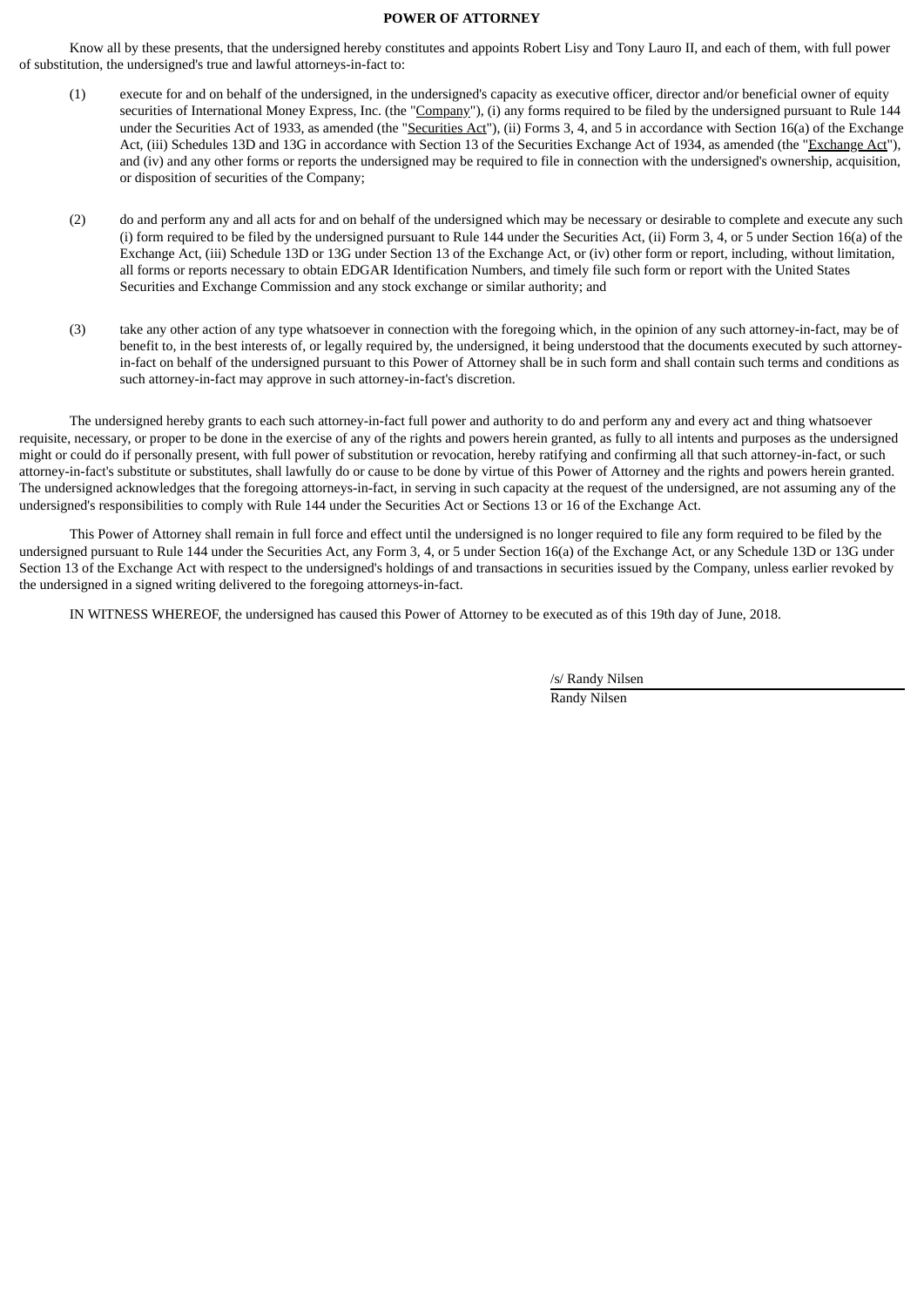**POWER OF ATTORNEY**

Know all by these presents, that the undersigned hereby constitutes and appoints Robert Lisy and Tony Lauro II, and each of them, with full power of substitution, the undersigned's true and lawful attorneys-in-fact to:

(1) execute for and on behalf of the undersigned, in the undersigned's capacity as executive officer, director and/or beneficial owner of equity securities of International Money Express, Inc. (the "Company"), (i) any forms required to be filed by the undersigned pursuant to Rule 144 under the Securities Act of 1933, as amended (the "Securities Act"), (ii) Forms 3, 4, and 5 in accordance with Section 16(a) of the Exchange Act, (iii) Schedules 13D and 13G in accordance with Section 13 of the Securities Exchange Act of 1934, as amended (the "Exchange Act"), and (iv) and any other forms or reports the undersigned may be required to file in connection with the undersigned's ownership, acquisition, or disposition of securities of the Company;

(2) do and perform any and all acts for and on behalf of the undersigned which may be necessary or desirable to complete and execute any such (i) form required to be filed by the undersigned pursuant to Rule 144 under the Securities Act, (ii) Form 3, 4, or 5 under Section 16(a) of the Exchange Act, (iii) Schedule 13D or 13G under Section 13 of the Exchange Act, or (iv) other form or report, including, without limitation, all forms or reports necessary to obtain EDGAR Identification Numbers, and timely file such form or report with the United States Securities and Exchange Commission and any stock exchange or similar authority; and

(3) take any other action of any type whatsoever in connection with the foregoing which, in the opinion of any such attorney-in-fact, may be of benefit to, in the best interests of, or legally required by, the undersigned, it being understood that the documents executed by such attorney-in-fact on behalf of the undersigned pursuant to this Power of Attorney shall be in such form and shall contain such terms and conditions as such attorney-in-fact may approve in such attorney-in-fact's discretion.

The undersigned hereby grants to each such attorney-in-fact full power and authority to do and perform any and every act and thing whatsoever requisite, necessary, or proper to be done in the exercise of any of the rights and powers herein granted, as fully to all intents and purposes as the undersigned might or could do if personally present, with full power of substitution or revocation, hereby ratifying and confirming all that such attorney-in-fact, or such attorney-in-fact's substitute or substitutes, shall lawfully do or cause to be done by virtue of this Power of Attorney and the rights and powers herein granted. The undersigned acknowledges that the foregoing attorneys-in-fact, in serving in such capacity at the request of the undersigned, are not assuming any of the undersigned's responsibilities to comply with Rule 144 under the Securities Act or Sections 13 or 16 of the Exchange Act.

This Power of Attorney shall remain in full force and effect until the undersigned is no longer required to file any form required to be filed by the undersigned pursuant to Rule 144 under the Securities Act, any Form 3, 4, or 5 under Section 16(a) of the Exchange Act, or any Schedule 13D or 13G under Section 13 of the Exchange Act with respect to the undersigned's holdings of and transactions in securities issued by the Company, unless earlier revoked by the undersigned in a signed writing delivered to the foregoing attorneys-in-fact.

IN WITNESS WHEREOF, the undersigned has caused this Power of Attorney to be executed as of this 19th day of June, 2018.

/s/ Randy Nilsen

Randy Nilsen